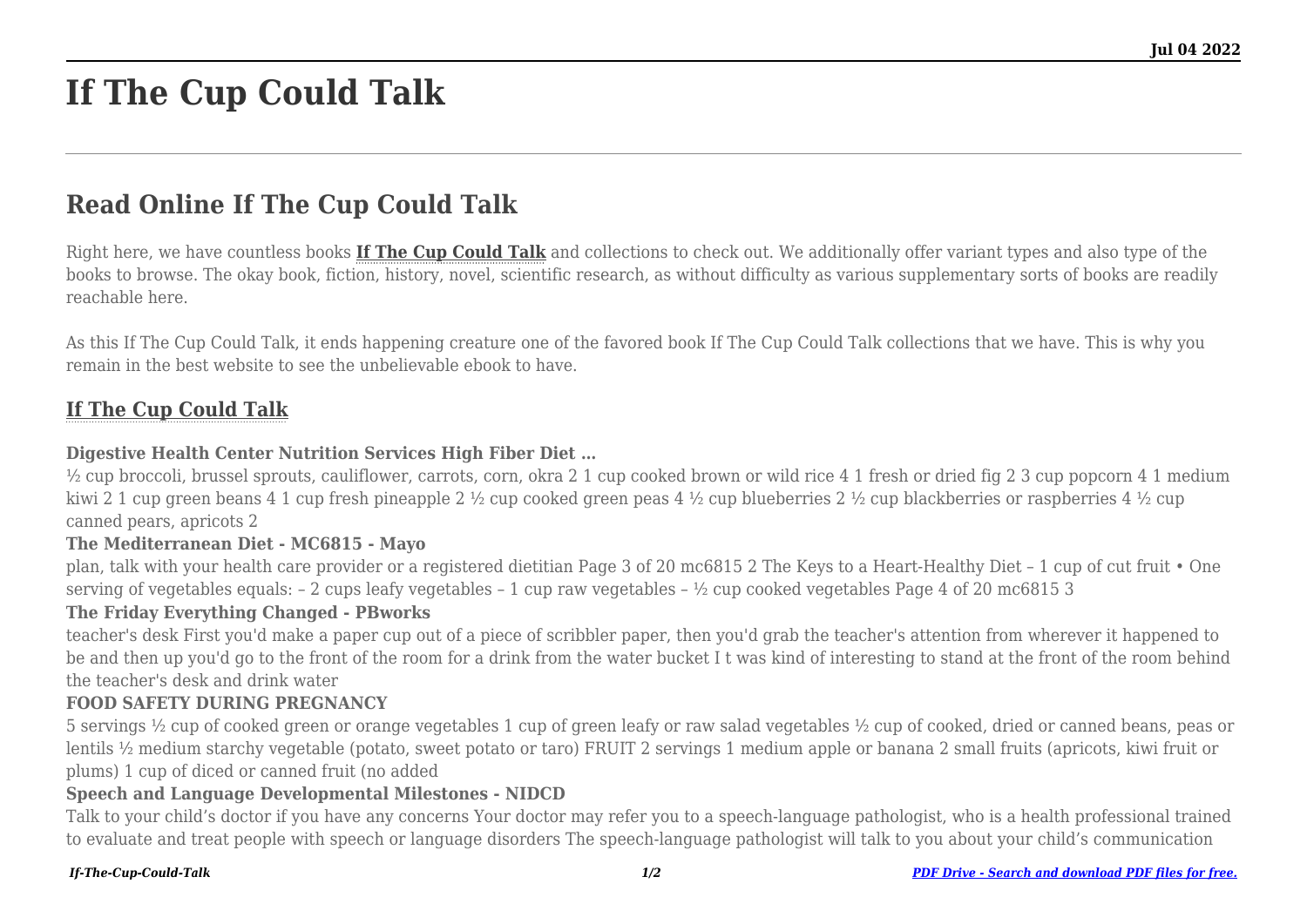# If The Cup Could Talk

## Read Online If The Cup Could Talk

Right here, we have countless books **If The Cup Could Talk** and collections to check out. We additionally offer variant types and also type of the books to browse. The okay book, fiction, history, novel, scientific research, as without difficulty as various supplementary sorts of books are readily reachable here.

As this If The Cup Could Talk, it ends happening creature one of the favored book If The Cup Could Talk collections that we have. This is why you remain in the best website to see the unbelievable ebook to have.

### If The Cup Could Talk

**Digestive Health Center Nutrition Services High Fiber Diet …**

½ cup broccoli, brussel sprouts, cauliflower, carrots, corn, okra 2 1 cup cooked brown or wild rice 4 1 fresh or dried fig 2 3 cup popcorn 4 1 medium kiwi 2 1 cup green beans 4 1 cup fresh pineapple 2 ½ cup cooked green peas 4 ½ cup blueberries 2 ½ cup blackberries or raspberries 4 ½ cup canned pears, apricots 2

**The Mediterranean Diet - MC6815 - Mayo**

plan, talk with your health care provider or a registered dietitian Page 3 of 20 mc6815 2 The Keys to a Heart-Healthy Diet – 1 cup of cut fruit • One serving of vegetables equals: – 2 cups leafy vegetables – 1 cup raw vegetables – ½ cup cooked vegetables Page 4 of 20 mc6815 3

**The Friday Everything Changed - PBworks**

teacher's desk First you'd make a paper cup out of a piece of scribbler paper, then you'd grab the teacher's attention from wherever it happened to be and then up you'd go to the front of the room for a drink from the water bucket I t was kind of interesting to stand at the front of the room behind the teacher's desk and drink water

**FOOD SAFETY DURING PREGNANCY**

5 servings ½ cup of cooked green or orange vegetables 1 cup of green leafy or raw salad vegetables ½ cup of cooked, dried or canned beans, peas or lentils ½ medium starchy vegetable (potato, sweet potato or taro) FRUIT 2 servings 1 medium apple or banana 2 small fruits (apricots, kiwi fruit or plums) 1 cup of diced or canned fruit (no added

**Speech and Language Developmental Milestones - NIDCD**

Talk to your child's doctor if you have any concerns Your doctor may refer you to a speech-language pathologist, who is a health professional trained to evaluate and treat people with speech or language disorders The speech-language pathologist will talk to you about your child's communication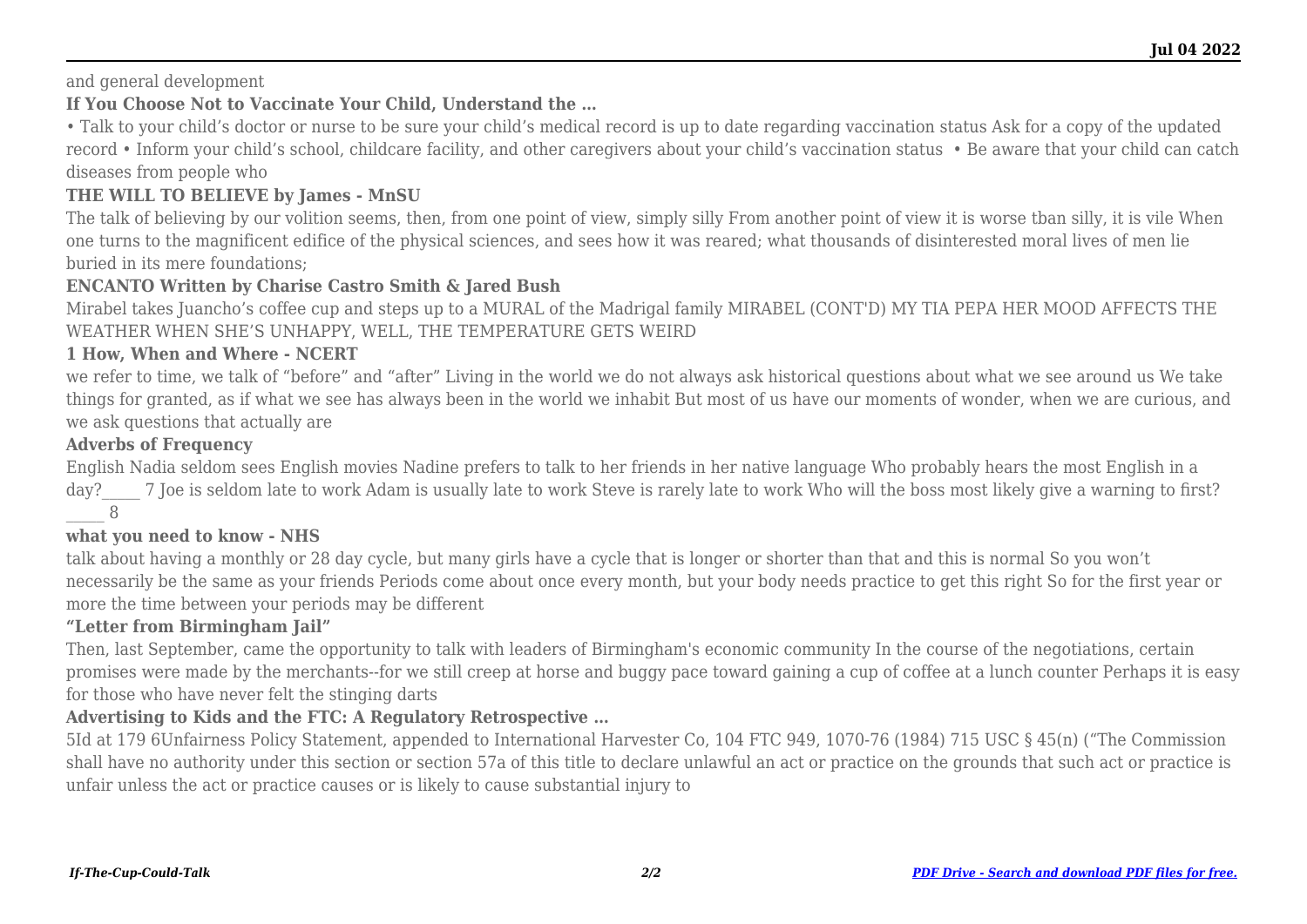and general development

**If You Choose Not to Vaccinate Your Child, Understand the …**

• Talk to your child's doctor or nurse to be sure your child's medical record is up to date regarding vaccination status Ask for a copy of the updated record • Inform your child's school, childcare facility, and other caregivers about your child's vaccination status • Be aware that your child can catch diseases from people who

**THE WILL TO BELIEVE by James - MnSU**

The talk of believing by our volition seems, then, from one point of view, simply silly From another point of view it is worse tban silly, it is vile When one turns to the magnificent edifice of the physical sciences, and sees how it was reared; what thousands of disinterested moral lives of men lie buried in its mere foundations;

**ENCANTO Written by Charise Castro Smith & Jared Bush**

Mirabel takes Juancho's coffee cup and steps up to a MURAL of the Madrigal family MIRABEL (CONT'D) MY TIA PEPA HER MOOD AFFECTS THE WEATHER WHEN SHE'S UNHAPPY, WELL, THE TEMPERATURE GETS WEIRD

**1 How, When and Where - NCERT**

we refer to time, we talk of "before" and "after" Living in the world we do not always ask historical questions about what we see around us We take things for granted, as if what we see has always been in the world we inhabit But most of us have our moments of wonder, when we are curious, and we ask questions that actually are

**Adverbs of Frequency**

English Nadia seldom sees English movies Nadine prefers to talk to her friends in her native language Who probably hears the most English in a day?_____ 7 Joe is seldom late to work Adam is usually late to work Steve is rarely late to work Who will the boss most likely give a warning to first? _____ 8

**what you need to know - NHS**

talk about having a monthly or 28 day cycle, but many girls have a cycle that is longer or shorter than that and this is normal So you won't necessarily be the same as your friends Periods come about once every month, but your body needs practice to get this right So for the first year or more the time between your periods may be different

**"Letter from Birmingham Jail"**

Then, last September, came the opportunity to talk with leaders of Birmingham's economic community In the course of the negotiations, certain promises were made by the merchants--for we still creep at horse and buggy pace toward gaining a cup of coffee at a lunch counter Perhaps it is easy for those who have never felt the stinging darts

**Advertising to Kids and the FTC: A Regulatory Retrospective …**

5Id at 179 6Unfairness Policy Statement, appended to International Harvester Co, 104 FTC 949, 1070-76 (1984) 715 USC § 45(n) ("The Commission shall have no authority under this section or section 57a of this title to declare unlawful an act or practice on the grounds that such act or practice is unfair unless the act or practice causes or is likely to cause substantial injury to